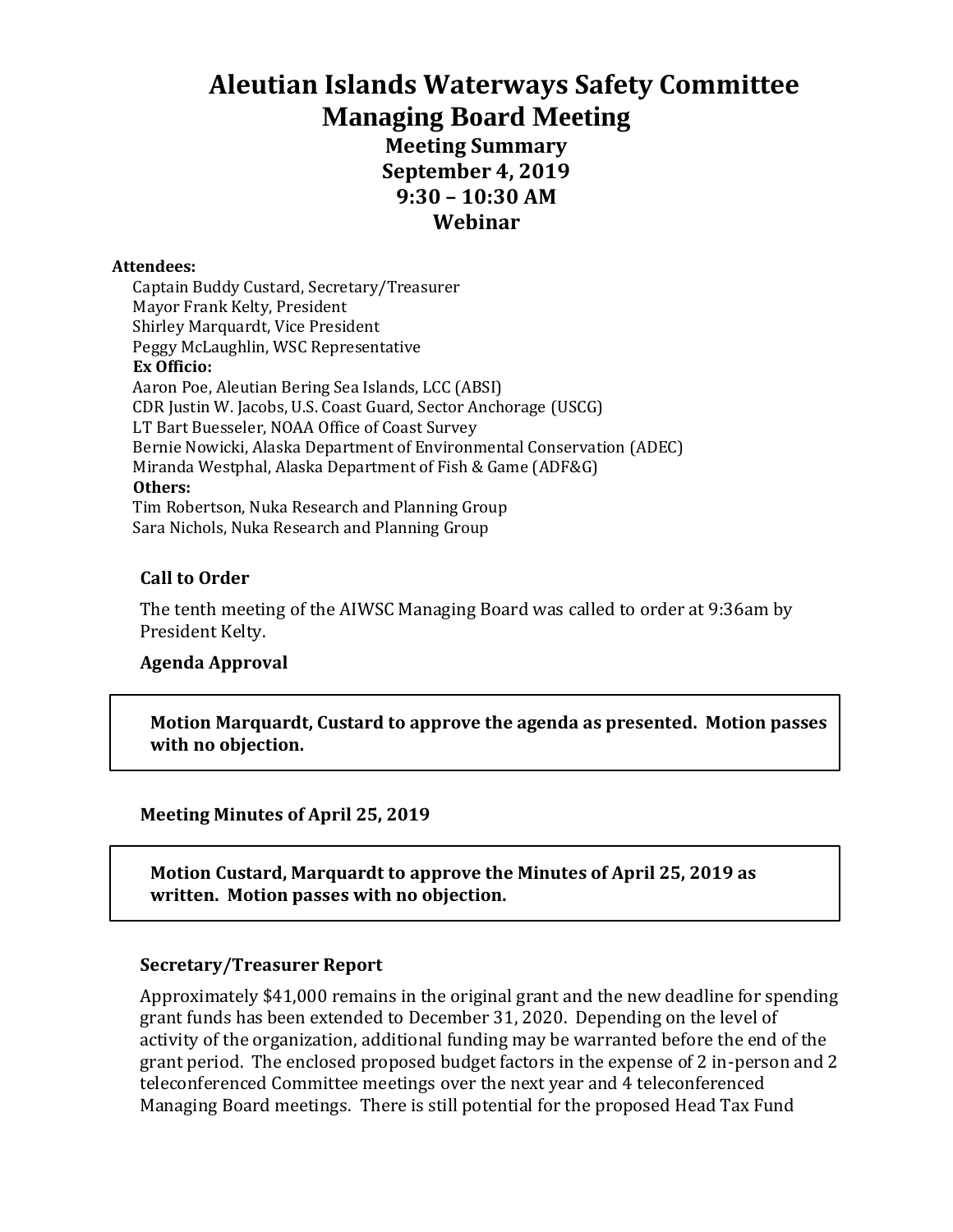# Aleutian Islands Waterways Safety Committee
# Managing Board Meeting

## Meeting Summary
## September 4, 2019
## 9:30 – 10:30 AM
## Webinar

**Attendees:**

Captain Buddy Custard, Secretary/Treasurer
Mayor Frank Kelty, President
Shirley Marquardt, Vice President
Peggy McLaughlin, WSC Representative

**Ex Officio:**

Aaron Poe, Aleutian Bering Sea Islands, LCC (ABSI)
CDR Justin W. Jacobs, U.S. Coast Guard, Sector Anchorage (USCG)
LT Bart Buesseler, NOAA Office of Coast Survey
Bernie Nowicki, Alaska Department of Environmental Conservation (ADEC)
Miranda Westphal, Alaska Department of Fish & Game (ADF&G)

**Others:**

Tim Robertson, Nuka Research and Planning Group
Sara Nichols, Nuka Research and Planning Group

### Call to Order

The tenth meeting of the AIWSC Managing Board was called to order at 9:36am by President Kelty.

### Agenda Approval

**Motion Marquardt, Custard to approve the agenda as presented. Motion passes with no objection.**

### Meeting Minutes of April 25, 2019

**Motion Custard, Marquardt to approve the Minutes of April 25, 2019 as written. Motion passes with no objection.**

### Secretary/Treasurer Report

Approximately $41,000 remains in the original grant and the new deadline for spending grant funds has been extended to December 31, 2020. Depending on the level of activity of the organization, additional funding may be warranted before the end of the grant period. The enclosed proposed budget factors in the expense of 2 in-person and 2 teleconferenced Committee meetings over the next year and 4 teleconferenced Managing Board meetings. There is still potential for the proposed Head Tax Fund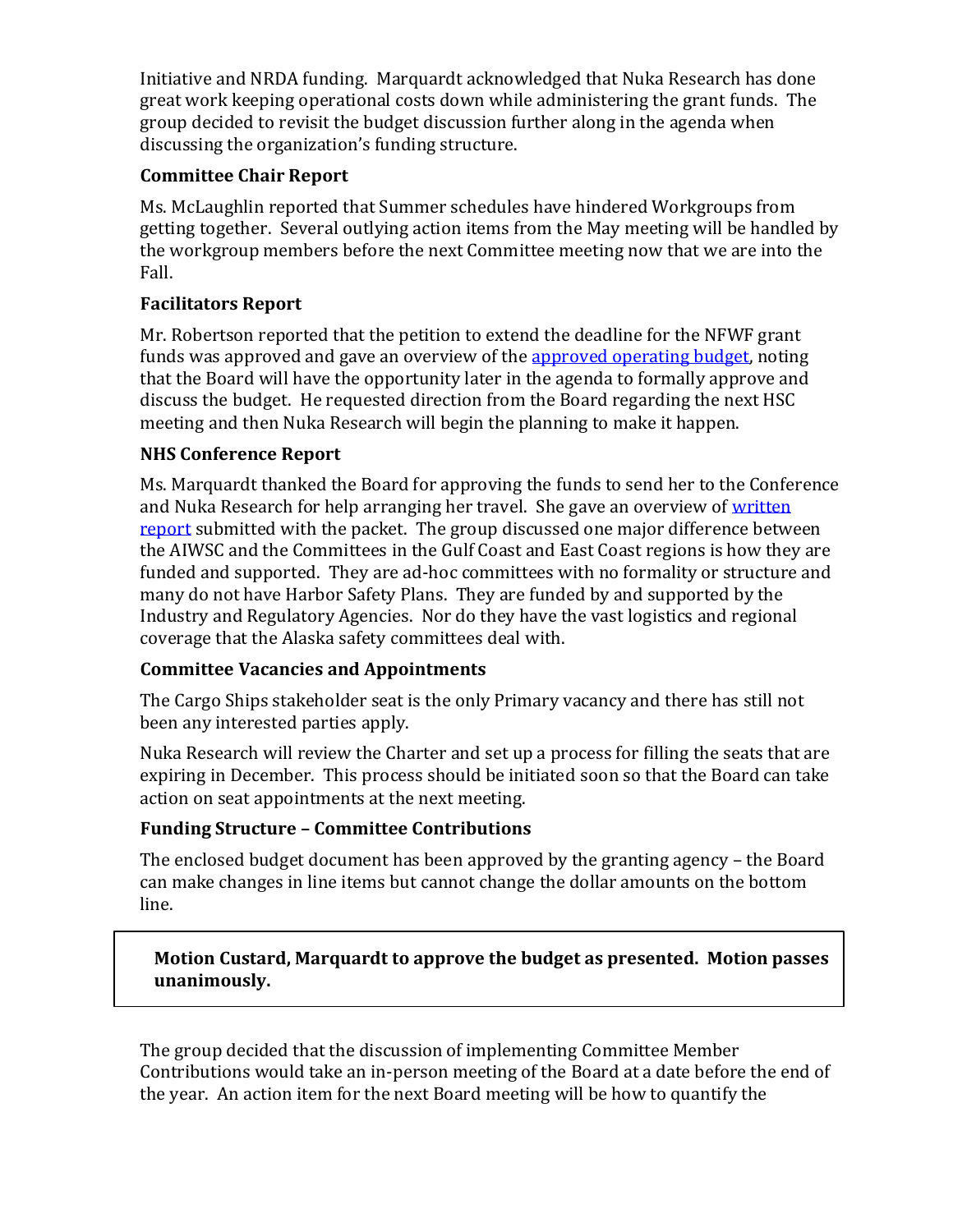Initiative and NRDA funding. Marquardt acknowledged that Nuka Research has done great work keeping operational costs down while administering the grant funds. The group decided to revisit the budget discussion further along in the agenda when discussing the organization's funding structure.

### Committee Chair Report

Ms. McLaughlin reported that Summer schedules have hindered Workgroups from getting together. Several outlying action items from the May meeting will be handled by the workgroup members before the next Committee meeting now that we are into the Fall.

### Facilitators Report

Mr. Robertson reported that the petition to extend the deadline for the NFWF grant funds was approved and gave an overview of the approved operating budget, noting that the Board will have the opportunity later in the agenda to formally approve and discuss the budget. He requested direction from the Board regarding the next HSC meeting and then Nuka Research will begin the planning to make it happen.

### NHS Conference Report

Ms. Marquardt thanked the Board for approving the funds to send her to the Conference and Nuka Research for help arranging her travel. She gave an overview of written report submitted with the packet. The group discussed one major difference between the AIWSC and the Committees in the Gulf Coast and East Coast regions is how they are funded and supported. They are ad-hoc committees with no formality or structure and many do not have Harbor Safety Plans. They are funded by and supported by the Industry and Regulatory Agencies. Nor do they have the vast logistics and regional coverage that the Alaska safety committees deal with.

### Committee Vacancies and Appointments

The Cargo Ships stakeholder seat is the only Primary vacancy and there has still not been any interested parties apply.

Nuka Research will review the Charter and set up a process for filling the seats that are expiring in December. This process should be initiated soon so that the Board can take action on seat appointments at the next meeting.

### Funding Structure – Committee Contributions

The enclosed budget document has been approved by the granting agency – the Board can make changes in line items but cannot change the dollar amounts on the bottom line.

**Motion Custard, Marquardt to approve the budget as presented. Motion passes unanimously.**

The group decided that the discussion of implementing Committee Member Contributions would take an in-person meeting of the Board at a date before the end of the year. An action item for the next Board meeting will be how to quantify the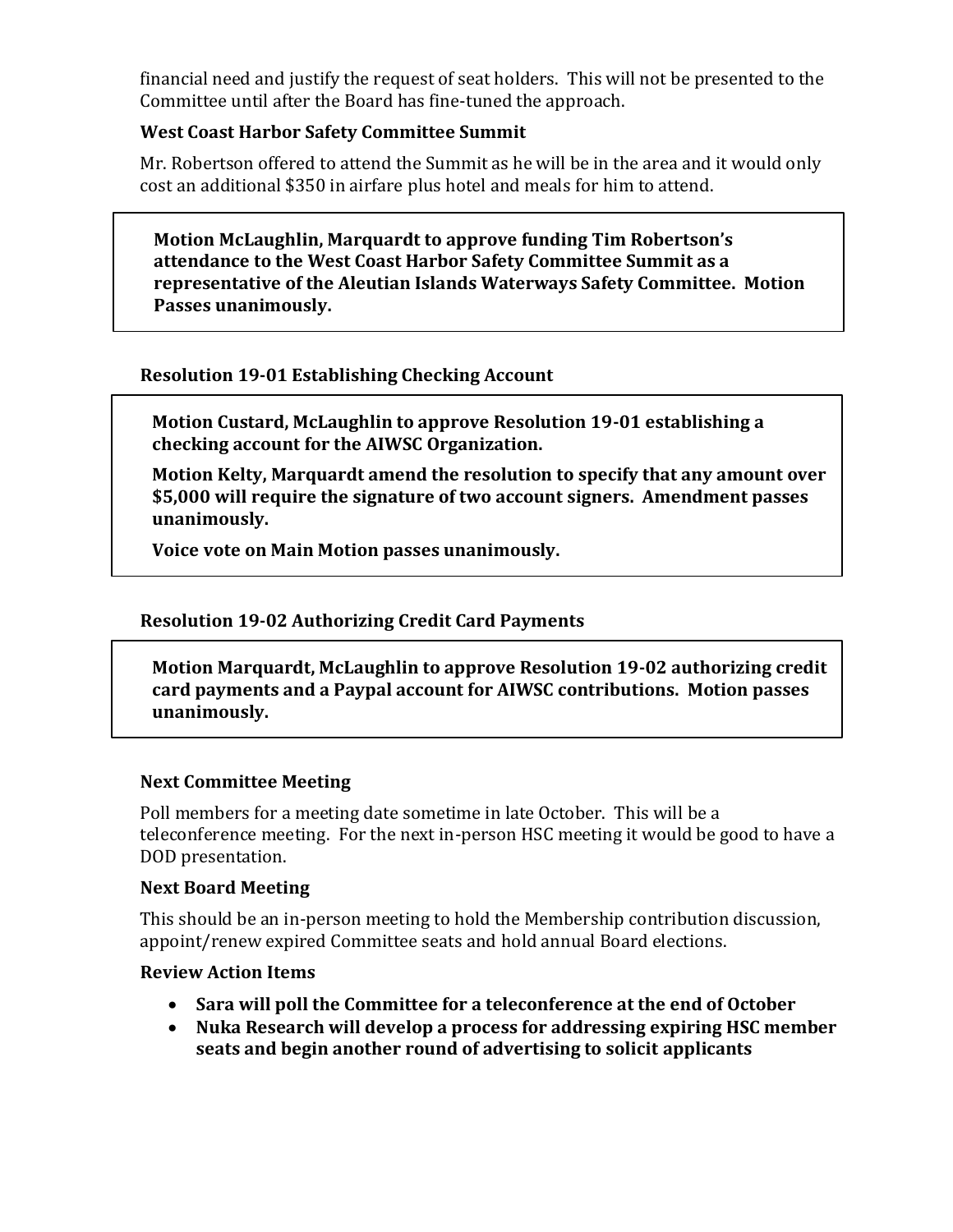financial need and justify the request of seat holders. This will not be presented to the Committee until after the Board has fine-tuned the approach.

### West Coast Harbor Safety Committee Summit

Mr. Robertson offered to attend the Summit as he will be in the area and it would only cost an additional $350 in airfare plus hotel and meals for him to attend.

**Motion McLaughlin, Marquardt to approve funding Tim Robertson's attendance to the West Coast Harbor Safety Committee Summit as a representative of the Aleutian Islands Waterways Safety Committee. Motion Passes unanimously.**

### Resolution 19-01 Establishing Checking Account

**Motion Custard, McLaughlin to approve Resolution 19-01 establishing a checking account for the AIWSC Organization.**

**Motion Kelty, Marquardt amend the resolution to specify that any amount over $5,000 will require the signature of two account signers. Amendment passes unanimously.**

**Voice vote on Main Motion passes unanimously.**

### Resolution 19-02 Authorizing Credit Card Payments

**Motion Marquardt, McLaughlin to approve Resolution 19-02 authorizing credit card payments and a Paypal account for AIWSC contributions. Motion passes unanimously.**

### Next Committee Meeting

Poll members for a meeting date sometime in late October. This will be a teleconference meeting. For the next in-person HSC meeting it would be good to have a DOD presentation.

### Next Board Meeting

This should be an in-person meeting to hold the Membership contribution discussion, appoint/renew expired Committee seats and hold annual Board elections.

### Review Action Items

- **Sara will poll the Committee for a teleconference at the end of October**
- **Nuka Research will develop a process for addressing expiring HSC member seats and begin another round of advertising to solicit applicants**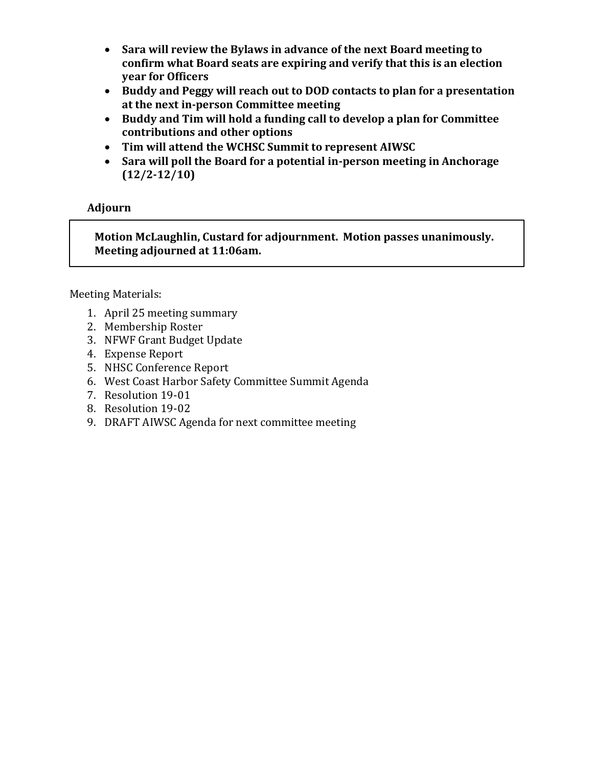- **Sara will review the Bylaws in advance of the next Board meeting to confirm what Board seats are expiring and verify that this is an election year for Officers**
- **Buddy and Peggy will reach out to DOD contacts to plan for a presentation at the next in-person Committee meeting**
- **Buddy and Tim will hold a funding call to develop a plan for Committee contributions and other options**
- **Tim will attend the WCHSC Summit to represent AIWSC**
- **Sara will poll the Board for a potential in-person meeting in Anchorage (12/2-12/10)**

**Adjourn**

**Motion McLaughlin, Custard for adjournment. Motion passes unanimously. Meeting adjourned at 11:06am.**

Meeting Materials:

1. April 25 meeting summary
2. Membership Roster
3. NFWF Grant Budget Update
4. Expense Report
5. NHSC Conference Report
6. West Coast Harbor Safety Committee Summit Agenda
7. Resolution 19-01
8. Resolution 19-02
9. DRAFT AIWSC Agenda for next committee meeting